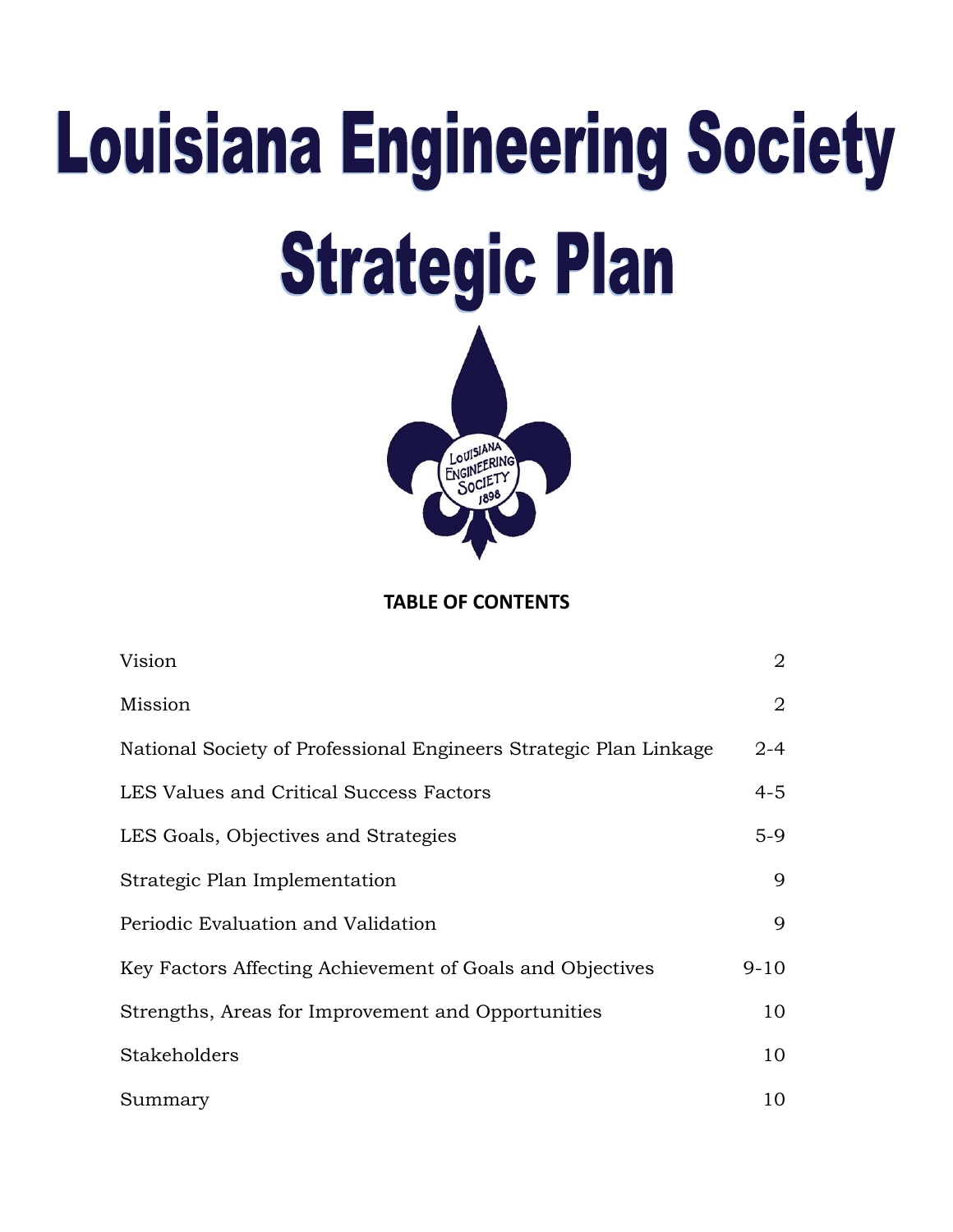# Louisiana Engineering Society Strategic Plan

**TABLE OF CONTENTS**

| | |
|---|---|
| Vision | 2 |
| Mission | 2 |
| National Society of Professional Engineers Strategic Plan Linkage | 2-4 |
| LES Values and Critical Success Factors | 4-5 |
| LES Goals, Objectives and Strategies | 5-9 |
| Strategic Plan Implementation | 9 |
| Periodic Evaluation and Validation | 9 |
| Key Factors Affecting Achievement of Goals and Objectives | 9-10 |
| Strengths, Areas for Improvement and Opportunities | 10 |
| Stakeholders | 10 |
| Summary | 10 |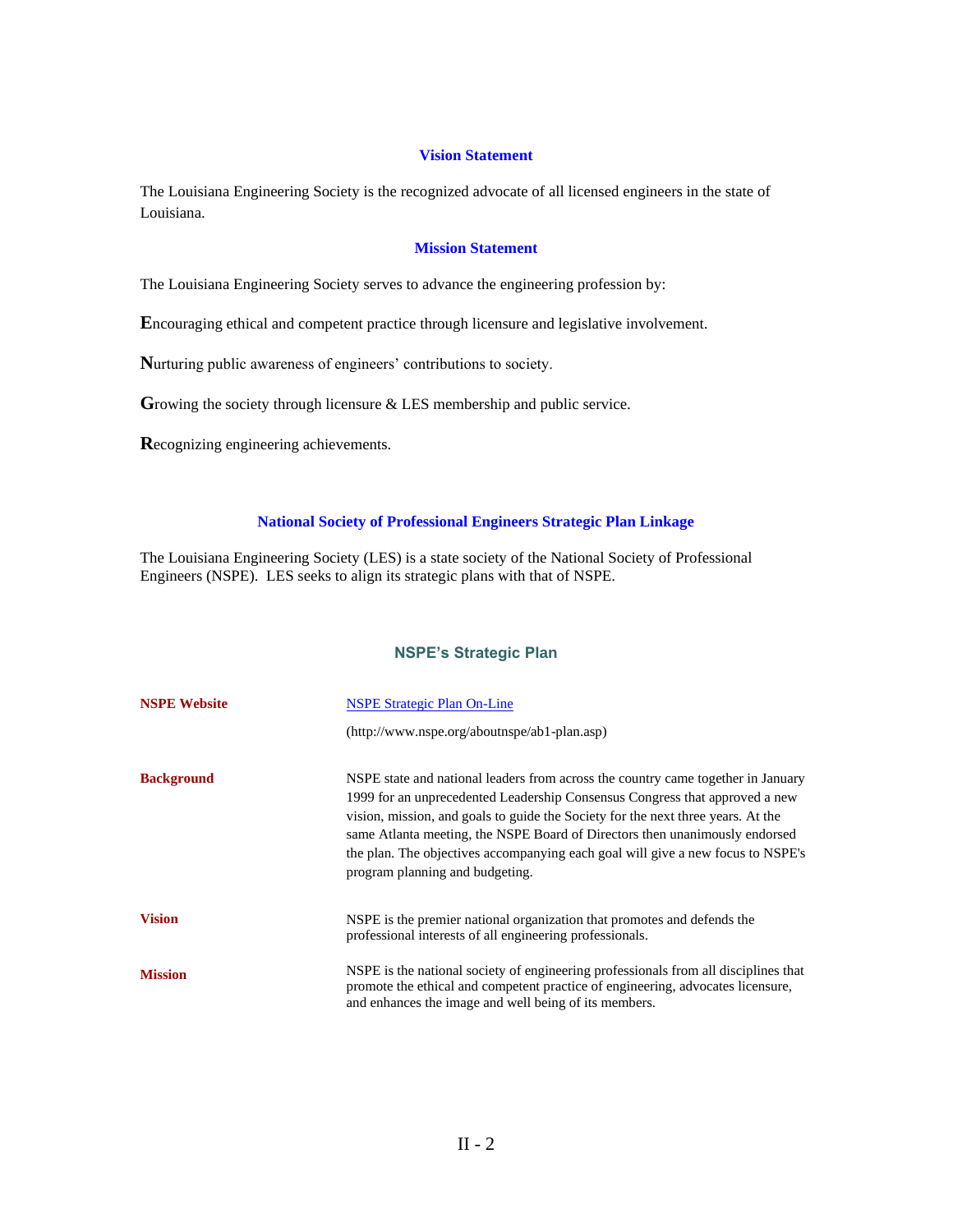## Vision Statement

The Louisiana Engineering Society is the recognized advocate of all licensed engineers in the state of Louisiana.

## Mission Statement

The Louisiana Engineering Society serves to advance the engineering profession by:

**E**ncouraging ethical and competent practice through licensure and legislative involvement.

**N**urturing public awareness of engineers' contributions to society.

**G**rowing the society through licensure & LES membership and public service.

**R**ecognizing engineering achievements.

## National Society of Professional Engineers Strategic Plan Linkage

The Louisiana Engineering Society (LES) is a state society of the National Society of Professional Engineers (NSPE). LES seeks to align its strategic plans with that of NSPE.

## NSPE's Strategic Plan

**NSPE Website**

NSPE Strategic Plan On-Line

(http://www.nspe.org/aboutnspe/ab1-plan.asp)

**Background**

NSPE state and national leaders from across the country came together in January 1999 for an unprecedented Leadership Consensus Congress that approved a new vision, mission, and goals to guide the Society for the next three years. At the same Atlanta meeting, the NSPE Board of Directors then unanimously endorsed the plan. The objectives accompanying each goal will give a new focus to NSPE's program planning and budgeting.

**Vision**

NSPE is the premier national organization that promotes and defends the professional interests of all engineering professionals.

**Mission**

NSPE is the national society of engineering professionals from all disciplines that promote the ethical and competent practice of engineering, advocates licensure, and enhances the image and well being of its members.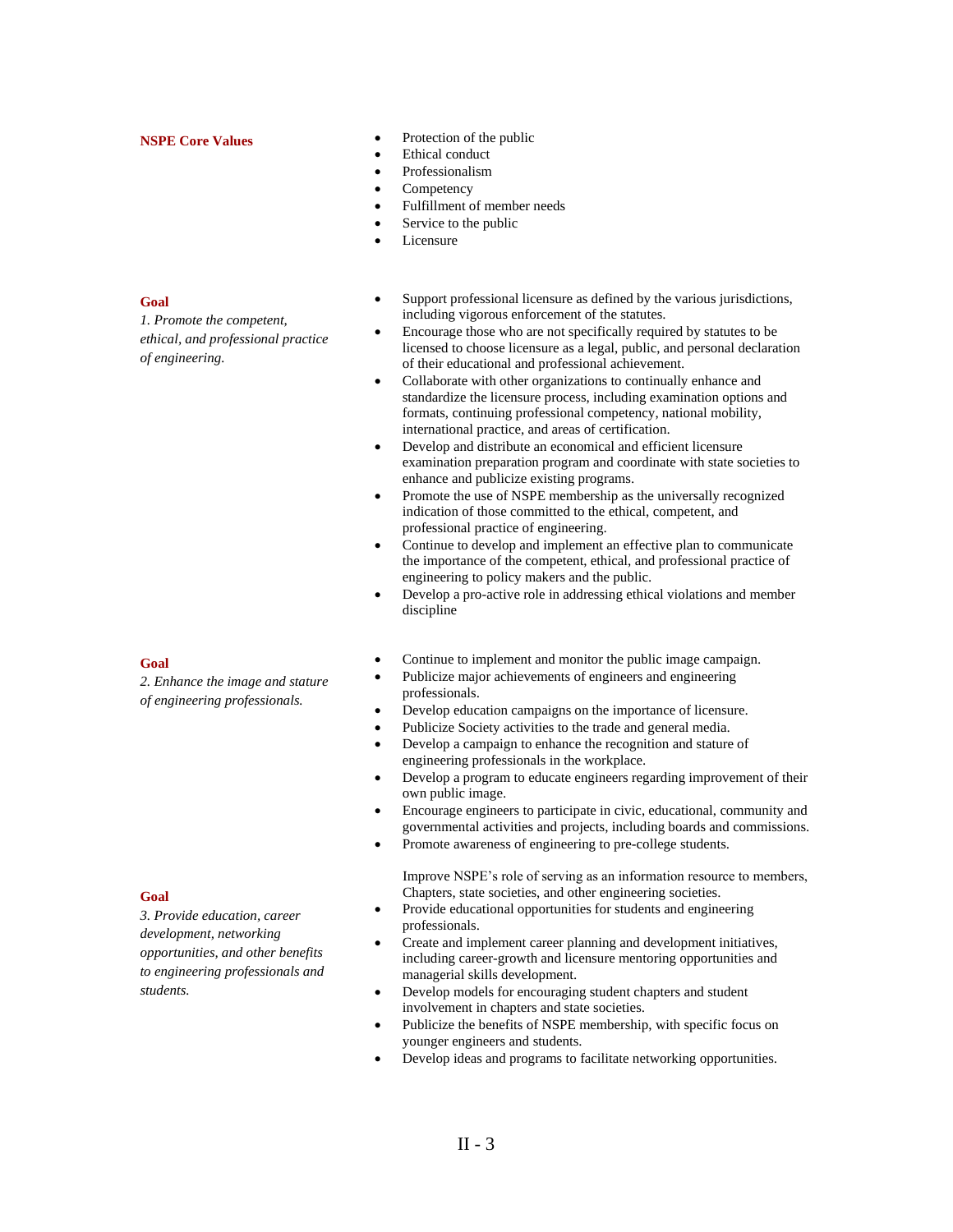**NSPE Core Values**

- Protection of the public
- Ethical conduct
- Professionalism
- Competency
- Fulfillment of member needs
- Service to the public
- Licensure

**Goal**

*1. Promote the competent, ethical, and professional practice of engineering.*

- Support professional licensure as defined by the various jurisdictions, including vigorous enforcement of the statutes.
- Encourage those who are not specifically required by statutes to be licensed to choose licensure as a legal, public, and personal declaration of their educational and professional achievement.
- Collaborate with other organizations to continually enhance and standardize the licensure process, including examination options and formats, continuing professional competency, national mobility, international practice, and areas of certification.
- Develop and distribute an economical and efficient licensure examination preparation program and coordinate with state societies to enhance and publicize existing programs.
- Promote the use of NSPE membership as the universally recognized indication of those committed to the ethical, competent, and professional practice of engineering.
- Continue to develop and implement an effective plan to communicate the importance of the competent, ethical, and professional practice of engineering to policy makers and the public.
- Develop a pro-active role in addressing ethical violations and member discipline

**Goal**

*2. Enhance the image and stature of engineering professionals.*

- Continue to implement and monitor the public image campaign.
- Publicize major achievements of engineers and engineering professionals.
- Develop education campaigns on the importance of licensure.
- Publicize Society activities to the trade and general media.
- Develop a campaign to enhance the recognition and stature of engineering professionals in the workplace.
- Develop a program to educate engineers regarding improvement of their own public image.
- Encourage engineers to participate in civic, educational, community and governmental activities and projects, including boards and commissions.
- Promote awareness of engineering to pre-college students.

**Goal**

*3. Provide education, career development, networking opportunities, and other benefits to engineering professionals and students.*

Improve NSPE's role of serving as an information resource to members, Chapters, state societies, and other engineering societies.

- Provide educational opportunities for students and engineering professionals.
- Create and implement career planning and development initiatives, including career-growth and licensure mentoring opportunities and managerial skills development.
- Develop models for encouraging student chapters and student involvement in chapters and state societies.
- Publicize the benefits of NSPE membership, with specific focus on younger engineers and students.
- Develop ideas and programs to facilitate networking opportunities.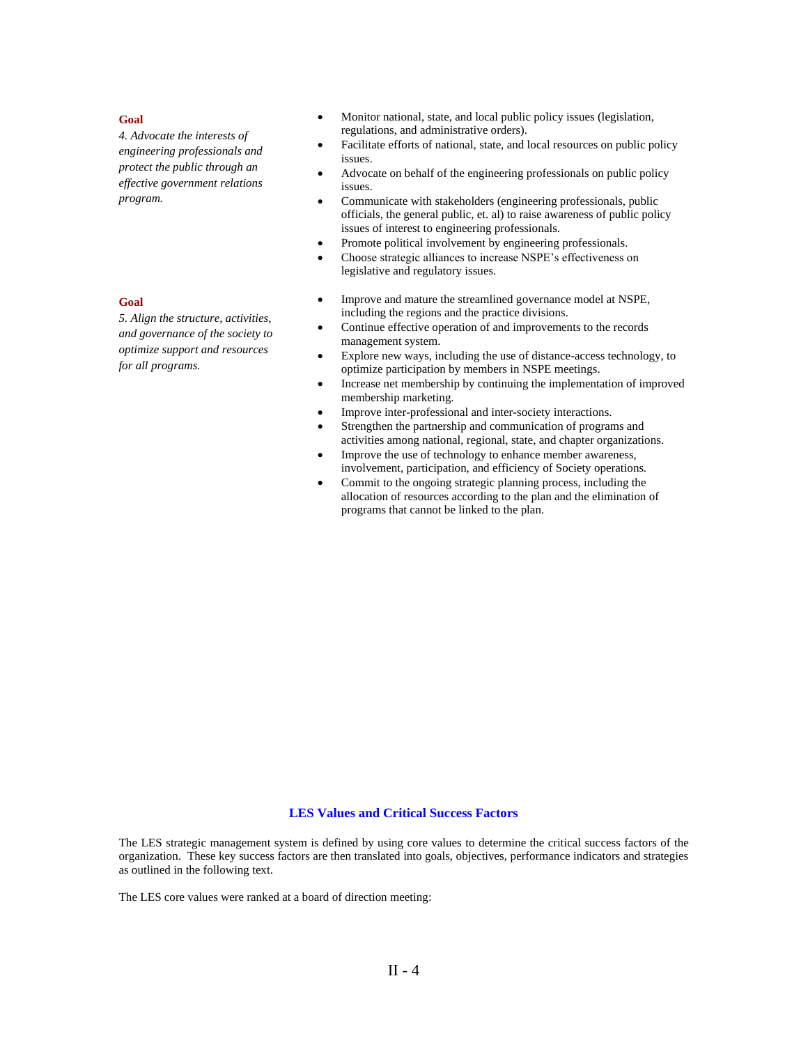**Goal**

*4. Advocate the interests of engineering professionals and protect the public through an effective government relations program.*

- Monitor national, state, and local public policy issues (legislation, regulations, and administrative orders).
- Facilitate efforts of national, state, and local resources on public policy issues.
- Advocate on behalf of the engineering professionals on public policy issues.
- Communicate with stakeholders (engineering professionals, public officials, the general public, et. al) to raise awareness of public policy issues of interest to engineering professionals.
- Promote political involvement by engineering professionals.
- Choose strategic alliances to increase NSPE's effectiveness on legislative and regulatory issues.

**Goal**

*5. Align the structure, activities, and governance of the society to optimize support and resources for all programs.*

- Improve and mature the streamlined governance model at NSPE, including the regions and the practice divisions.
- Continue effective operation of and improvements to the records management system.
- Explore new ways, including the use of distance-access technology, to optimize participation by members in NSPE meetings.
- Increase net membership by continuing the implementation of improved membership marketing.
- Improve inter-professional and inter-society interactions.
- Strengthen the partnership and communication of programs and activities among national, regional, state, and chapter organizations.
- Improve the use of technology to enhance member awareness, involvement, participation, and efficiency of Society operations.
- Commit to the ongoing strategic planning process, including the allocation of resources according to the plan and the elimination of programs that cannot be linked to the plan.

## LES Values and Critical Success Factors

The LES strategic management system is defined by using core values to determine the critical success factors of the organization. These key success factors are then translated into goals, objectives, performance indicators and strategies as outlined in the following text.

The LES core values were ranked at a board of direction meeting: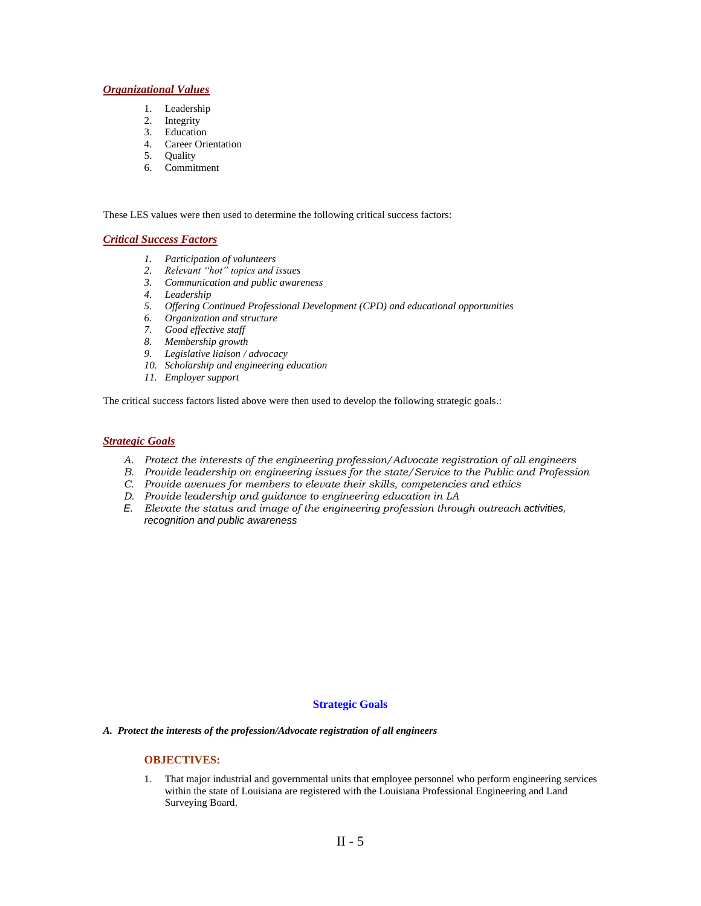***Organizational Values***

1. Leadership
2. Integrity
3. Education
4. Career Orientation
5. Quality
6. Commitment

These LES values were then used to determine the following critical success factors:

***Critical Success Factors***

1. *Participation of volunteers*
2. *Relevant "hot" topics and issues*
3. *Communication and public awareness*
4. *Leadership*
5. *Offering Continued Professional Development (CPD) and educational opportunities*
6. *Organization and structure*
7. *Good effective staff*
8. *Membership growth*
9. *Legislative liaison / advocacy*
10. *Scholarship and engineering education*
11. *Employer support*

The critical success factors listed above were then used to develop the following strategic goals.:

***Strategic Goals***

- A. *Protect the interests of the engineering profession/Advocate registration of all engineers*
- B. *Provide leadership on engineering issues for the state/Service to the Public and Profession*
- C. *Provide avenues for members to elevate their skills, competencies and ethics*
- D. *Provide leadership and guidance to engineering education in LA*
- E. *Elevate the status and image of the engineering profession through outreach activities, recognition and public awareness*

## Strategic Goals

***A. Protect the interests of the profession/Advocate registration of all engineers***

**OBJECTIVES:**

1. That major industrial and governmental units that employee personnel who perform engineering services within the state of Louisiana are registered with the Louisiana Professional Engineering and Land Surveying Board.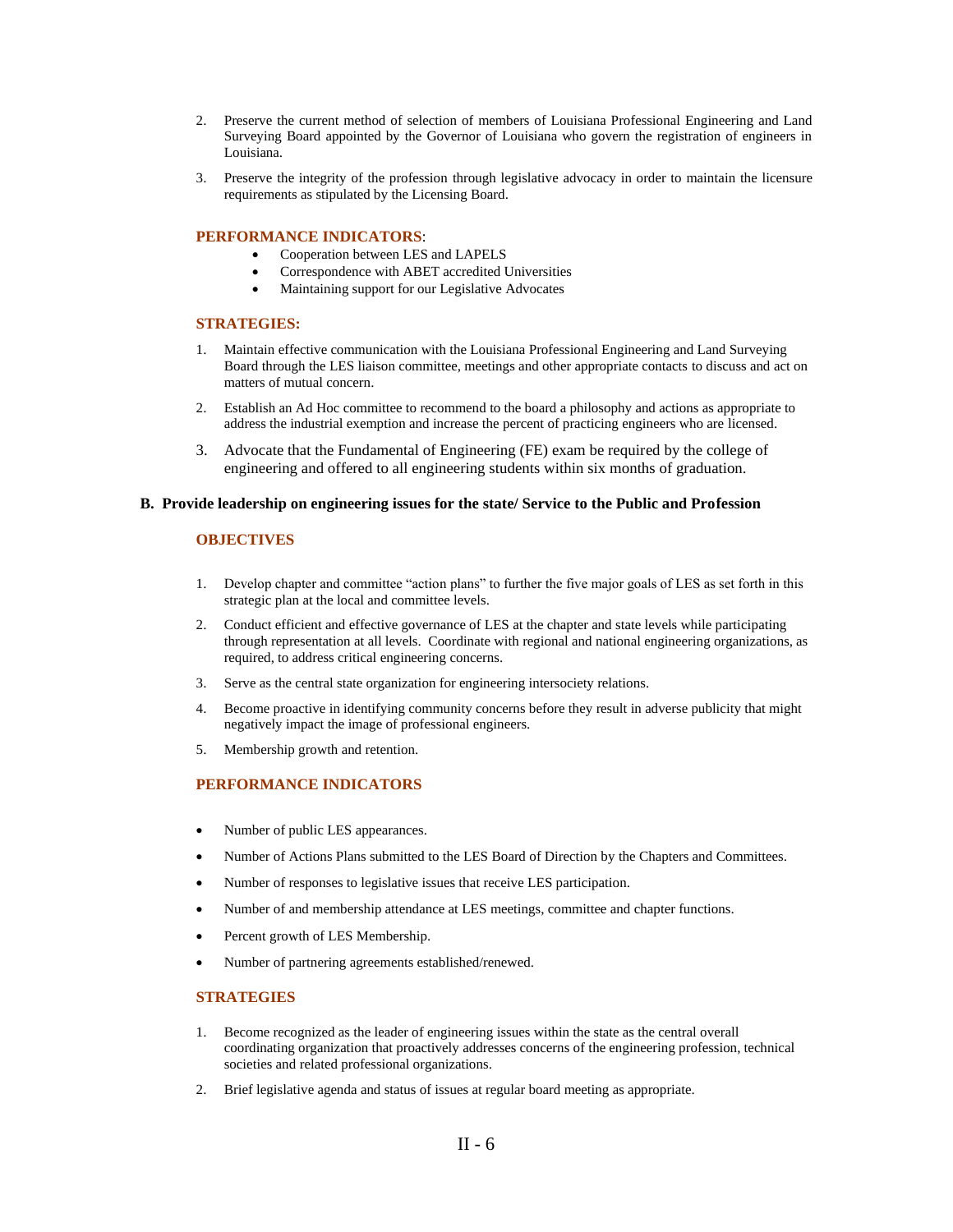2. Preserve the current method of selection of members of Louisiana Professional Engineering and Land Surveying Board appointed by the Governor of Louisiana who govern the registration of engineers in Louisiana.

3. Preserve the integrity of the profession through legislative advocacy in order to maintain the licensure requirements as stipulated by the Licensing Board.

**PERFORMANCE INDICATORS:**

- Cooperation between LES and LAPELS
- Correspondence with ABET accredited Universities
- Maintaining support for our Legislative Advocates

**STRATEGIES:**

1. Maintain effective communication with the Louisiana Professional Engineering and Land Surveying Board through the LES liaison committee, meetings and other appropriate contacts to discuss and act on matters of mutual concern.

2. Establish an Ad Hoc committee to recommend to the board a philosophy and actions as appropriate to address the industrial exemption and increase the percent of practicing engineers who are licensed.

3. Advocate that the Fundamental of Engineering (FE) exam be required by the college of engineering and offered to all engineering students within six months of graduation.

## B. Provide leadership on engineering issues for the state/ Service to the Public and Profession

**OBJECTIVES**

1. Develop chapter and committee “action plans” to further the five major goals of LES as set forth in this strategic plan at the local and committee levels.

2. Conduct efficient and effective governance of LES at the chapter and state levels while participating through representation at all levels. Coordinate with regional and national engineering organizations, as required, to address critical engineering concerns.

3. Serve as the central state organization for engineering intersociety relations.

4. Become proactive in identifying community concerns before they result in adverse publicity that might negatively impact the image of professional engineers.

5. Membership growth and retention.

**PERFORMANCE INDICATORS**

- Number of public LES appearances.
- Number of Actions Plans submitted to the LES Board of Direction by the Chapters and Committees.
- Number of responses to legislative issues that receive LES participation.
- Number of and membership attendance at LES meetings, committee and chapter functions.
- Percent growth of LES Membership.
- Number of partnering agreements established/renewed.

**STRATEGIES**

1. Become recognized as the leader of engineering issues within the state as the central overall coordinating organization that proactively addresses concerns of the engineering profession, technical societies and related professional organizations.

2. Brief legislative agenda and status of issues at regular board meeting as appropriate.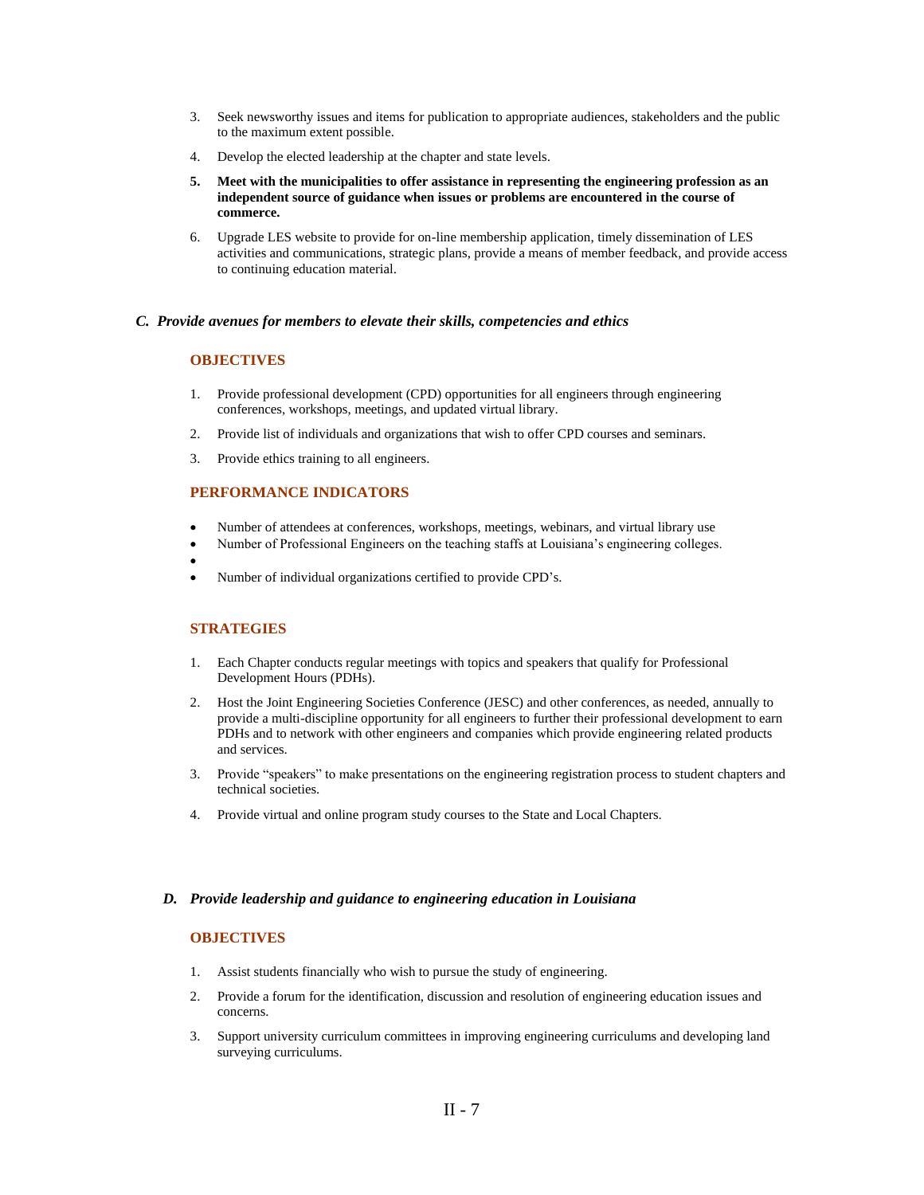3. Seek newsworthy issues and items for publication to appropriate audiences, stakeholders and the public to the maximum extent possible.
4. Develop the elected leadership at the chapter and state levels.
5. **Meet with the municipalities to offer assistance in representing the engineering profession as an independent source of guidance when issues or problems are encountered in the course of commerce.**
6. Upgrade LES website to provide for on-line membership application, timely dissemination of LES activities and communications, strategic plans, provide a means of member feedback, and provide access to continuing education material.

### *C. Provide avenues for members to elevate their skills, competencies and ethics*

#### OBJECTIVES

1. Provide professional development (CPD) opportunities for all engineers through engineering conferences, workshops, meetings, and updated virtual library.
2. Provide list of individuals and organizations that wish to offer CPD courses and seminars.
3. Provide ethics training to all engineers.

#### PERFORMANCE INDICATORS

- Number of attendees at conferences, workshops, meetings, webinars, and virtual library use
- Number of Professional Engineers on the teaching staffs at Louisiana's engineering colleges.
- 
- Number of individual organizations certified to provide CPD's.

#### STRATEGIES

1. Each Chapter conducts regular meetings with topics and speakers that qualify for Professional Development Hours (PDHs).
2. Host the Joint Engineering Societies Conference (JESC) and other conferences, as needed, annually to provide a multi-discipline opportunity for all engineers to further their professional development to earn PDHs and to network with other engineers and companies which provide engineering related products and services.
3. Provide "speakers" to make presentations on the engineering registration process to student chapters and technical societies.
4. Provide virtual and online program study courses to the State and Local Chapters.

### *D. Provide leadership and guidance to engineering education in Louisiana*

#### OBJECTIVES

1. Assist students financially who wish to pursue the study of engineering.
2. Provide a forum for the identification, discussion and resolution of engineering education issues and concerns.
3. Support university curriculum committees in improving engineering curriculums and developing land surveying curriculums.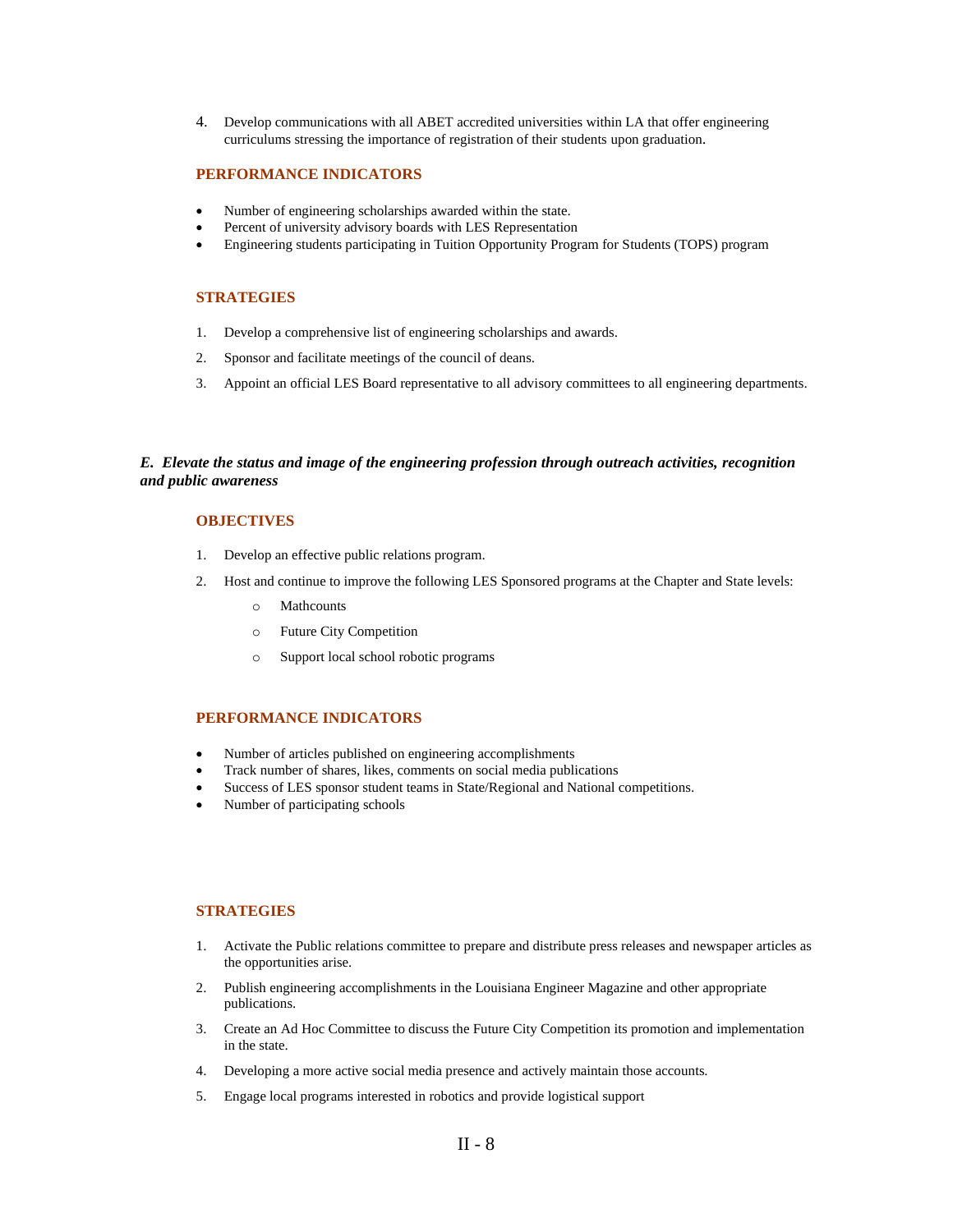4. Develop communications with all ABET accredited universities within LA that offer engineering curriculums stressing the importance of registration of their students upon graduation.

### PERFORMANCE INDICATORS

- Number of engineering scholarships awarded within the state.
- Percent of university advisory boards with LES Representation
- Engineering students participating in Tuition Opportunity Program for Students (TOPS) program

### STRATEGIES

1. Develop a comprehensive list of engineering scholarships and awards.
2. Sponsor and facilitate meetings of the council of deans.
3. Appoint an official LES Board representative to all advisory committees to all engineering departments.

## *E. Elevate the status and image of the engineering profession through outreach activities, recognition and public awareness*

### OBJECTIVES

1. Develop an effective public relations program.
2. Host and continue to improve the following LES Sponsored programs at the Chapter and State levels:
   - Mathcounts
   - Future City Competition
   - Support local school robotic programs

### PERFORMANCE INDICATORS

- Number of articles published on engineering accomplishments
- Track number of shares, likes, comments on social media publications
- Success of LES sponsor student teams in State/Regional and National competitions.
- Number of participating schools

### STRATEGIES

1. Activate the Public relations committee to prepare and distribute press releases and newspaper articles as the opportunities arise.
2. Publish engineering accomplishments in the Louisiana Engineer Magazine and other appropriate publications.
3. Create an Ad Hoc Committee to discuss the Future City Competition its promotion and implementation in the state.
4. Developing a more active social media presence and actively maintain those accounts.
5. Engage local programs interested in robotics and provide logistical support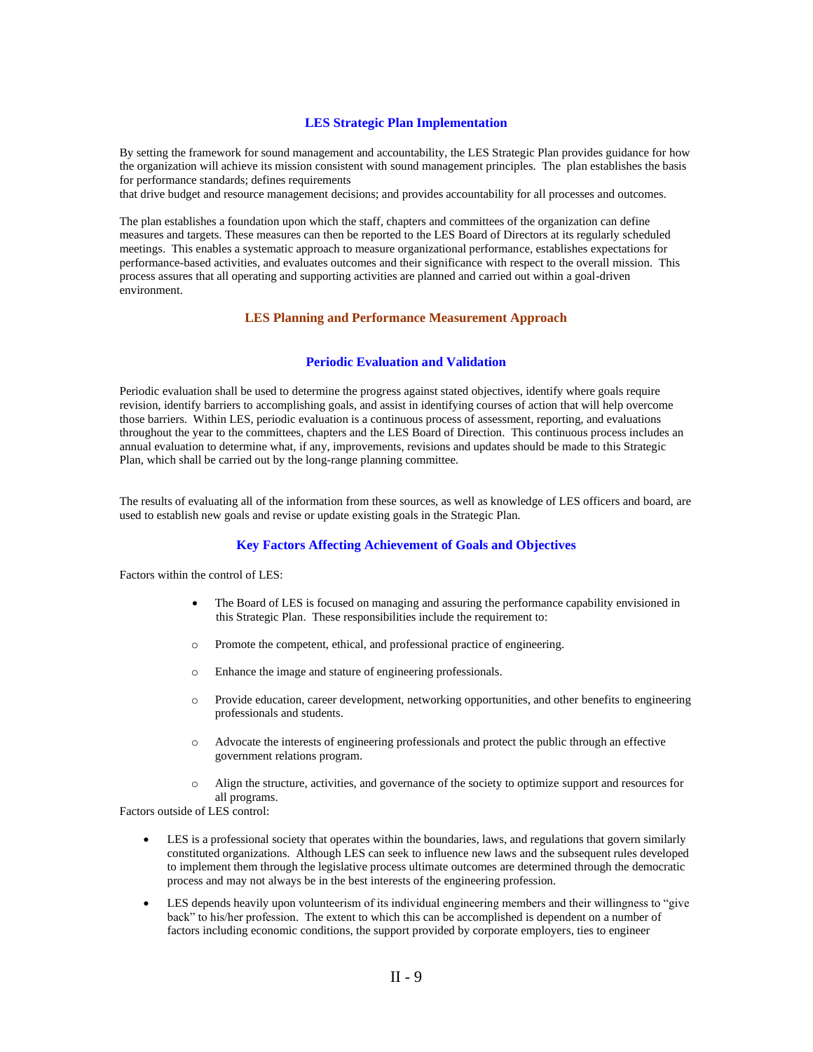## LES Strategic Plan Implementation

By setting the framework for sound management and accountability, the LES Strategic Plan provides guidance for how the organization will achieve its mission consistent with sound management principles. The plan establishes the basis for performance standards; defines requirements that drive budget and resource management decisions; and provides accountability for all processes and outcomes.

The plan establishes a foundation upon which the staff, chapters and committees of the organization can define measures and targets. These measures can then be reported to the LES Board of Directors at its regularly scheduled meetings. This enables a systematic approach to measure organizational performance, establishes expectations for performance-based activities, and evaluates outcomes and their significance with respect to the overall mission. This process assures that all operating and supporting activities are planned and carried out within a goal-driven environment.

## LES Planning and Performance Measurement Approach

### Periodic Evaluation and Validation

Periodic evaluation shall be used to determine the progress against stated objectives, identify where goals require revision, identify barriers to accomplishing goals, and assist in identifying courses of action that will help overcome those barriers. Within LES, periodic evaluation is a continuous process of assessment, reporting, and evaluations throughout the year to the committees, chapters and the LES Board of Direction. This continuous process includes an annual evaluation to determine what, if any, improvements, revisions and updates should be made to this Strategic Plan, which shall be carried out by the long-range planning committee.

The results of evaluating all of the information from these sources, as well as knowledge of LES officers and board, are used to establish new goals and revise or update existing goals in the Strategic Plan.

### Key Factors Affecting Achievement of Goals and Objectives

Factors within the control of LES:

- The Board of LES is focused on managing and assuring the performance capability envisioned in this Strategic Plan. These responsibilities include the requirement to:
  - Promote the competent, ethical, and professional practice of engineering.
  - Enhance the image and stature of engineering professionals.
  - Provide education, career development, networking opportunities, and other benefits to engineering professionals and students.
  - Advocate the interests of engineering professionals and protect the public through an effective government relations program.
  - Align the structure, activities, and governance of the society to optimize support and resources for all programs.

Factors outside of LES control:

- LES is a professional society that operates within the boundaries, laws, and regulations that govern similarly constituted organizations. Although LES can seek to influence new laws and the subsequent rules developed to implement them through the legislative process ultimate outcomes are determined through the democratic process and may not always be in the best interests of the engineering profession.
- LES depends heavily upon volunteerism of its individual engineering members and their willingness to "give back" to his/her profession. The extent to which this can be accomplished is dependent on a number of factors including economic conditions, the support provided by corporate employers, ties to engineer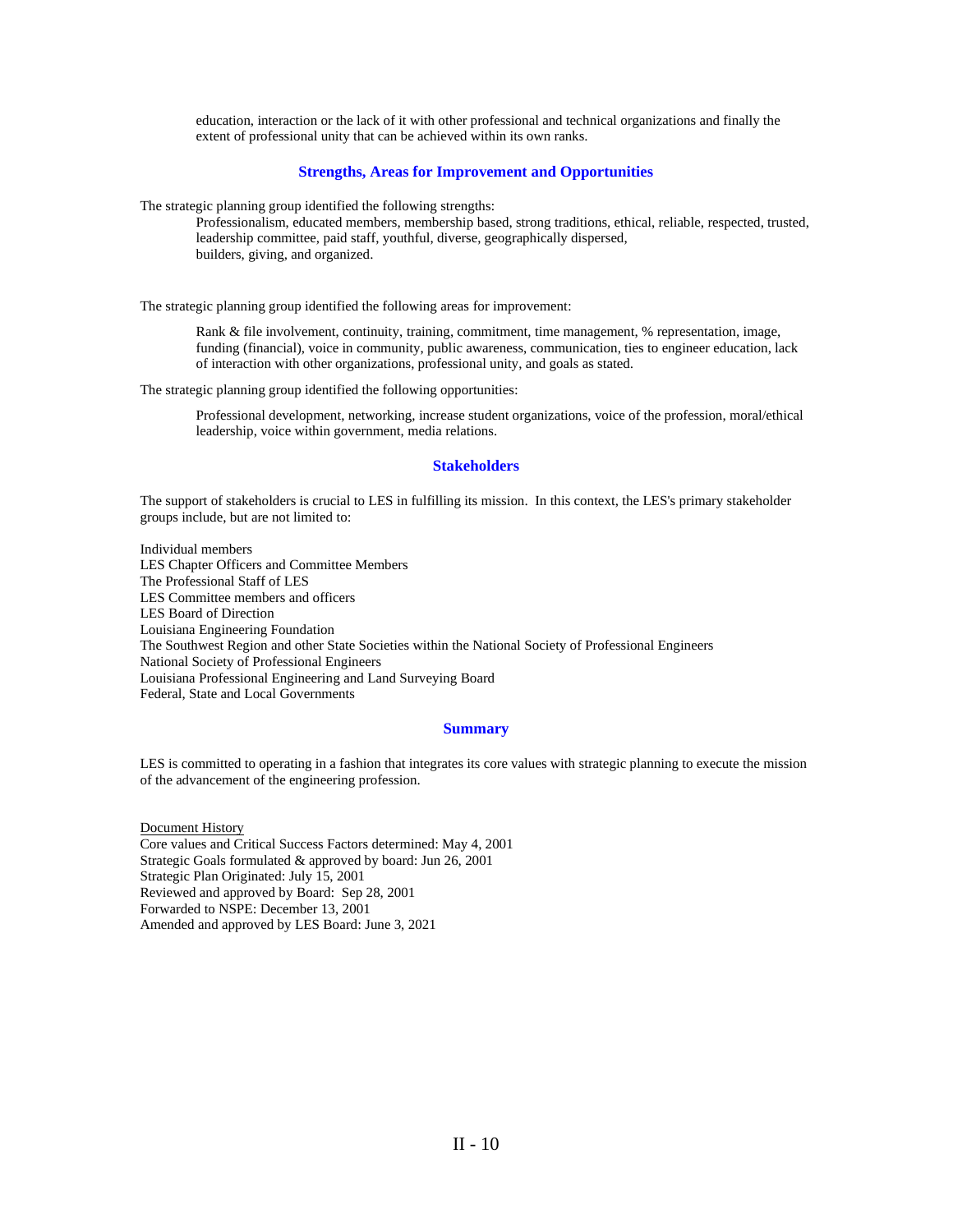education, interaction or the lack of it with other professional and technical organizations and finally the extent of professional unity that can be achieved within its own ranks.

## Strengths, Areas for Improvement and Opportunities

The strategic planning group identified the following strengths:

Professionalism, educated members, membership based, strong traditions, ethical, reliable, respected, trusted, leadership committee, paid staff, youthful, diverse, geographically dispersed, builders, giving, and organized.

The strategic planning group identified the following areas for improvement:

Rank & file involvement, continuity, training, commitment, time management, % representation, image, funding (financial), voice in community, public awareness, communication, ties to engineer education, lack of interaction with other organizations, professional unity, and goals as stated.

The strategic planning group identified the following opportunities:

Professional development, networking, increase student organizations, voice of the profession, moral/ethical leadership, voice within government, media relations.

## Stakeholders

The support of stakeholders is crucial to LES in fulfilling its mission. In this context, the LES's primary stakeholder groups include, but are not limited to:

Individual members  
LES Chapter Officers and Committee Members  
The Professional Staff of LES  
LES Committee members and officers  
LES Board of Direction  
Louisiana Engineering Foundation  
The Southwest Region and other State Societies within the National Society of Professional Engineers  
National Society of Professional Engineers  
Louisiana Professional Engineering and Land Surveying Board  
Federal, State and Local Governments

## Summary

LES is committed to operating in a fashion that integrates its core values with strategic planning to execute the mission of the advancement of the engineering profession.

Document History  
Core values and Critical Success Factors determined: May 4, 2001  
Strategic Goals formulated & approved by board: Jun 26, 2001  
Strategic Plan Originated: July 15, 2001  
Reviewed and approved by Board: Sep 28, 2001  
Forwarded to NSPE: December 13, 2001  
Amended and approved by LES Board: June 3, 2021